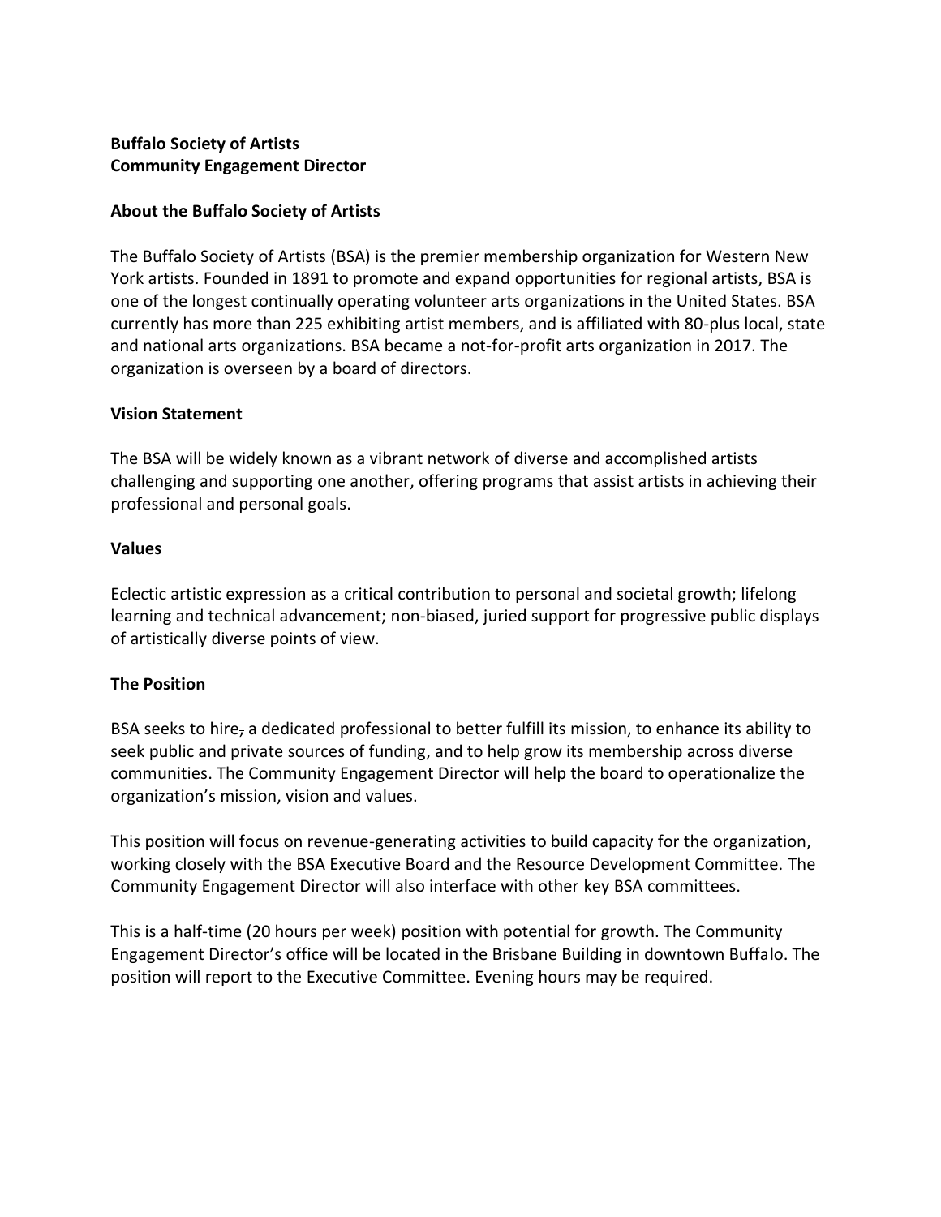**Buffalo Society of Artists**
**Community Engagement Director**

## About the Buffalo Society of Artists

The Buffalo Society of Artists (BSA) is the premier membership organization for Western New York artists. Founded in 1891 to promote and expand opportunities for regional artists, BSA is one of the longest continually operating volunteer arts organizations in the United States. BSA currently has more than 225 exhibiting artist members, and is affiliated with 80-plus local, state and national arts organizations. BSA became a not-for-profit arts organization in 2017. The organization is overseen by a board of directors.

## Vision Statement

The BSA will be widely known as a vibrant network of diverse and accomplished artists challenging and supporting one another, offering programs that assist artists in achieving their professional and personal goals.

## Values

Eclectic artistic expression as a critical contribution to personal and societal growth; lifelong learning and technical advancement; non-biased, juried support for progressive public displays of artistically diverse points of view.

## The Position

BSA seeks to hire, a dedicated professional to better fulfill its mission, to enhance its ability to seek public and private sources of funding, and to help grow its membership across diverse communities. The Community Engagement Director will help the board to operationalize the organization's mission, vision and values.

This position will focus on revenue-generating activities to build capacity for the organization, working closely with the BSA Executive Board and the Resource Development Committee. The Community Engagement Director will also interface with other key BSA committees.

This is a half-time (20 hours per week) position with potential for growth. The Community Engagement Director's office will be located in the Brisbane Building in downtown Buffalo. The position will report to the Executive Committee. Evening hours may be required.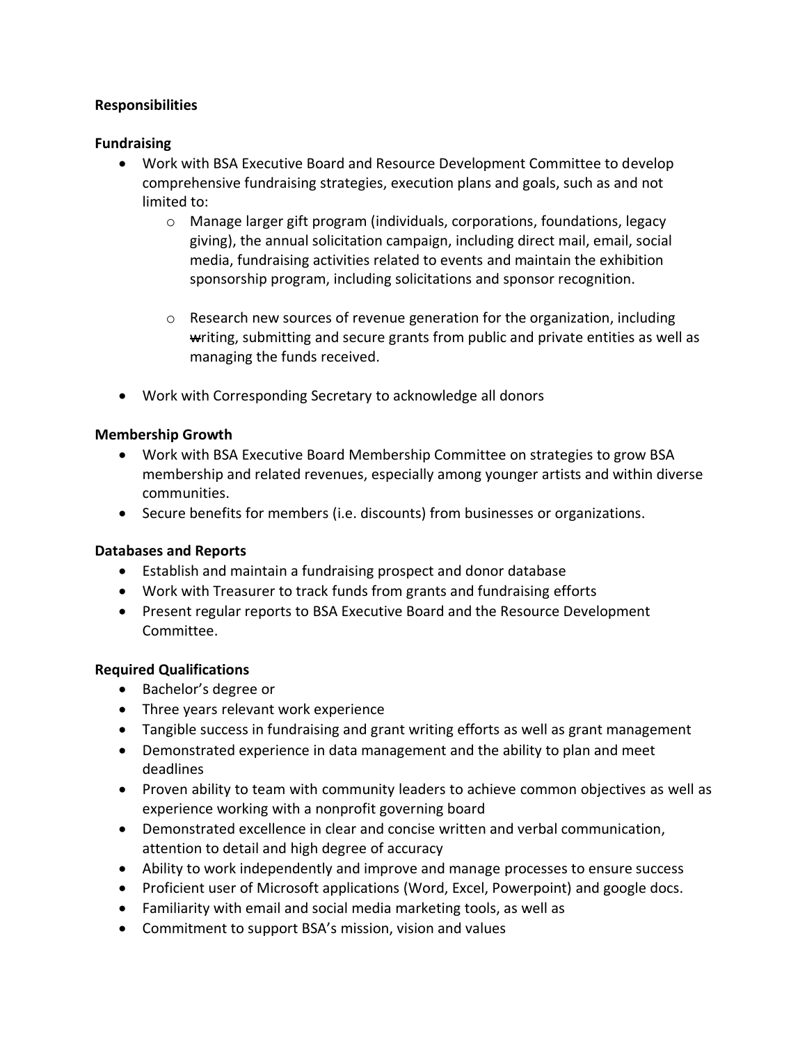**Responsibilities**

**Fundraising**

- Work with BSA Executive Board and Resource Development Committee to develop comprehensive fundraising strategies, execution plans and goals, such as and not limited to:
    - Manage larger gift program (individuals, corporations, foundations, legacy giving), the annual solicitation campaign, including direct mail, email, social media, fundraising activities related to events and maintain the exhibition sponsorship program, including solicitations and sponsor recognition.

    - Research new sources of revenue generation for the organization, including writing, submitting and secure grants from public and private entities as well as managing the funds received.

- Work with Corresponding Secretary to acknowledge all donors

**Membership Growth**

- Work with BSA Executive Board Membership Committee on strategies to grow BSA membership and related revenues, especially among younger artists and within diverse communities.
- Secure benefits for members (i.e. discounts) from businesses or organizations.

**Databases and Reports**

- Establish and maintain a fundraising prospect and donor database
- Work with Treasurer to track funds from grants and fundraising efforts
- Present regular reports to BSA Executive Board and the Resource Development Committee.

**Required Qualifications**

- Bachelor's degree or
- Three years relevant work experience
- Tangible success in fundraising and grant writing efforts as well as grant management
- Demonstrated experience in data management and the ability to plan and meet deadlines
- Proven ability to team with community leaders to achieve common objectives as well as experience working with a nonprofit governing board
- Demonstrated excellence in clear and concise written and verbal communication, attention to detail and high degree of accuracy
- Ability to work independently and improve and manage processes to ensure success
- Proficient user of Microsoft applications (Word, Excel, Powerpoint) and google docs.
- Familiarity with email and social media marketing tools, as well as
- Commitment to support BSA's mission, vision and values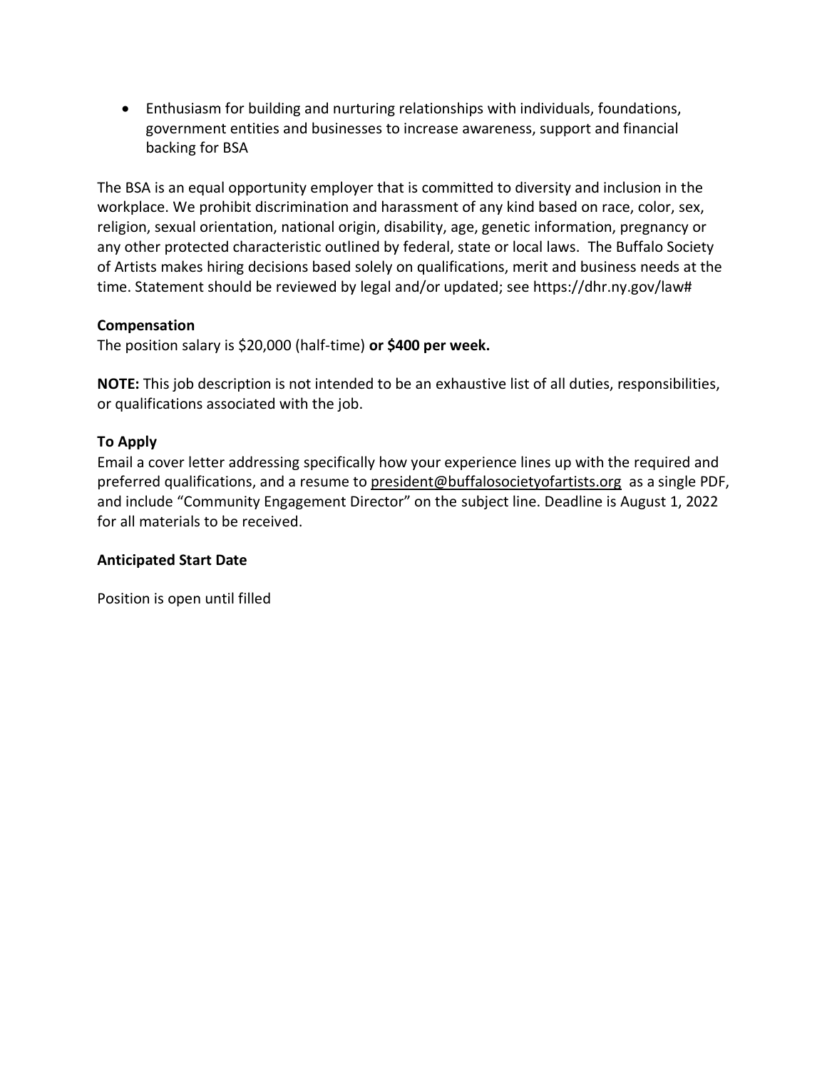- Enthusiasm for building and nurturing relationships with individuals, foundations, government entities and businesses to increase awareness, support and financial backing for BSA

The BSA is an equal opportunity employer that is committed to diversity and inclusion in the workplace. We prohibit discrimination and harassment of any kind based on race, color, sex, religion, sexual orientation, national origin, disability, age, genetic information, pregnancy or any other protected characteristic outlined by federal, state or local laws. The Buffalo Society of Artists makes hiring decisions based solely on qualifications, merit and business needs at the time. Statement should be reviewed by legal and/or updated; see https://dhr.ny.gov/law#

**Compensation**

The position salary is $20,000 (half-time) **or $400 per week.**

**NOTE:** This job description is not intended to be an exhaustive list of all duties, responsibilities, or qualifications associated with the job.

**To Apply**

Email a cover letter addressing specifically how your experience lines up with the required and preferred qualifications, and a resume to president@buffalosocietyofartists.org as a single PDF, and include "Community Engagement Director" on the subject line. Deadline is August 1, 2022 for all materials to be received.

**Anticipated Start Date**

Position is open until filled